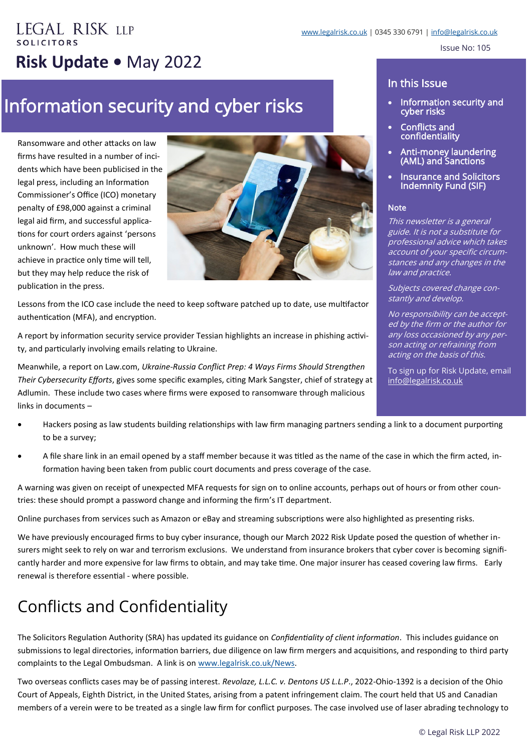LEGAL RISK LLP
SOLICITORS

www.legalrisk.co.uk | 0345 330 6791 | info@legalrisk.co.uk

Issue No: 105

# Risk Update • May 2022

## In this Issue

- Information security and cyber risks
- Conflicts and confidentiality
- Anti-money laundering (AML) and Sanctions
- Insurance and Solicitors Indemnity Fund (SIF)

### Note

*This newsletter is a general guide. It is not a substitute for professional advice which takes account of your specific circumstances and any changes in the law and practice.*

*Subjects covered change constantly and develop.*

*No responsibility can be accepted by the firm or the author for any loss occasioned by any person acting or refraining from acting on the basis of this.*

To sign up for Risk Update, email info@legalrisk.co.uk

## Information security and cyber risks

Ransomware and other attacks on law firms have resulted in a number of incidents which have been publicised in the legal press, including an Information Commissioner's Office (ICO) monetary penalty of £98,000 against a criminal legal aid firm, and successful applications for court orders against 'persons unknown'. How much these will achieve in practice only time will tell, but they may help reduce the risk of publication in the press.

Lessons from the ICO case include the need to keep software patched up to date, use multifactor authentication (MFA), and encryption.

A report by information security service provider Tessian highlights an increase in phishing activity, and particularly involving emails relating to Ukraine.

Meanwhile, a report on Law.com, *Ukraine-Russia Conflict Prep: 4 Ways Firms Should Strengthen Their Cybersecurity Efforts*, gives some specific examples, citing Mark Sangster, chief of strategy at Adlumin. These include two cases where firms were exposed to ransomware through malicious links in documents –

- Hackers posing as law students building relationships with law firm managing partners sending a link to a document purporting to be a survey;
- A file share link in an email opened by a staff member because it was titled as the name of the case in which the firm acted, information having been taken from public court documents and press coverage of the case.

A warning was given on receipt of unexpected MFA requests for sign on to online accounts, perhaps out of hours or from other countries: these should prompt a password change and informing the firm's IT department.

Online purchases from services such as Amazon or eBay and streaming subscriptions were also highlighted as presenting risks.

We have previously encouraged firms to buy cyber insurance, though our March 2022 Risk Update posed the question of whether insurers might seek to rely on war and terrorism exclusions. We understand from insurance brokers that cyber cover is becoming significantly harder and more expensive for law firms to obtain, and may take time. One major insurer has ceased covering law firms. Early renewal is therefore essential - where possible.

## Conflicts and Confidentiality

The Solicitors Regulation Authority (SRA) has updated its guidance on *Confidentiality of client information*. This includes guidance on submissions to legal directories, information barriers, due diligence on law firm mergers and acquisitions, and responding to third party complaints to the Legal Ombudsman. A link is on www.legalrisk.co.uk/News.

Two overseas conflicts cases may be of passing interest. *Revolaze, L.L.C. v. Dentons US L.L.P.*, 2022-Ohio-1392 is a decision of the Ohio Court of Appeals, Eighth District, in the United States, arising from a patent infringement claim. The court held that US and Canadian members of a verein were to be treated as a single law firm for conflict purposes. The case involved use of laser abrading technology to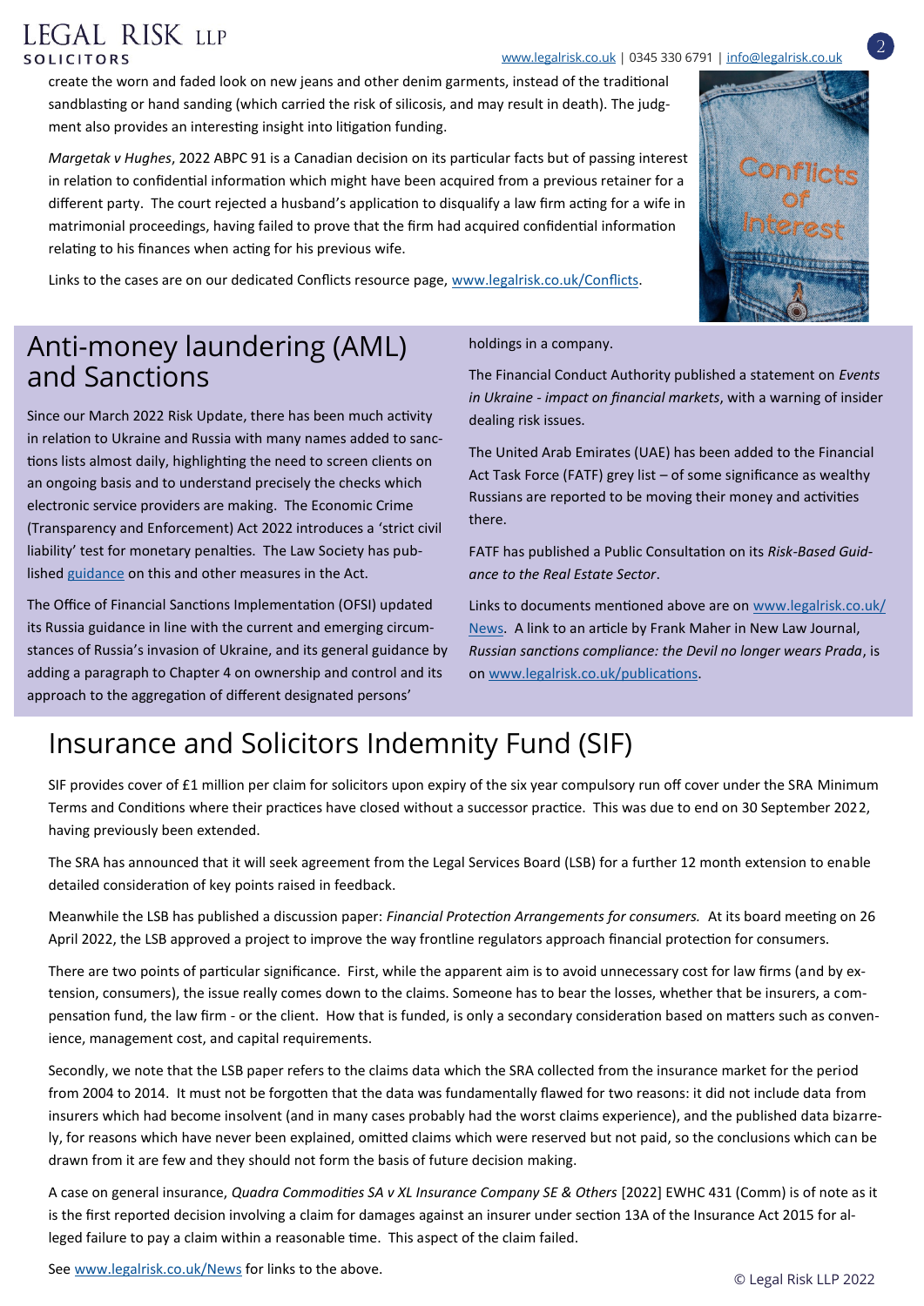create the worn and faded look on new jeans and other denim garments, instead of the traditional sandblasting or hand sanding (which carried the risk of silicosis, and may result in death). The judgment also provides an interesting insight into litigation funding.

*Margetak v Hughes*, 2022 ABPC 91 is a Canadian decision on its particular facts but of passing interest in relation to confidential information which might have been acquired from a previous retainer for a different party. The court rejected a husband's application to disqualify a law firm acting for a wife in matrimonial proceedings, having failed to prove that the firm had acquired confidential information relating to his finances when acting for his previous wife.

Links to the cases are on our dedicated Conflicts resource page, www.legalrisk.co.uk/Conflicts.

## Anti-money laundering (AML) and Sanctions

Since our March 2022 Risk Update, there has been much activity in relation to Ukraine and Russia with many names added to sanctions lists almost daily, highlighting the need to screen clients on an ongoing basis and to understand precisely the checks which electronic service providers are making. The Economic Crime (Transparency and Enforcement) Act 2022 introduces a 'strict civil liability' test for monetary penalties. The Law Society has published guidance on this and other measures in the Act.

The Office of Financial Sanctions Implementation (OFSI) updated its Russia guidance in line with the current and emerging circumstances of Russia's invasion of Ukraine, and its general guidance by adding a paragraph to Chapter 4 on ownership and control and its approach to the aggregation of different designated persons' holdings in a company.

The Financial Conduct Authority published a statement on *Events in Ukraine - impact on financial markets*, with a warning of insider dealing risk issues.

The United Arab Emirates (UAE) has been added to the Financial Act Task Force (FATF) grey list – of some significance as wealthy Russians are reported to be moving their money and activities there.

FATF has published a Public Consultation on its *Risk-Based Guidance to the Real Estate Sector*.

Links to documents mentioned above are on www.legalrisk.co.uk/News. A link to an article by Frank Maher in New Law Journal, *Russian sanctions compliance: the Devil no longer wears Prada*, is on www.legalrisk.co.uk/publications.

## Insurance and Solicitors Indemnity Fund (SIF)

SIF provides cover of £1 million per claim for solicitors upon expiry of the six year compulsory run off cover under the SRA Minimum Terms and Conditions where their practices have closed without a successor practice. This was due to end on 30 September 2022, having previously been extended.

The SRA has announced that it will seek agreement from the Legal Services Board (LSB) for a further 12 month extension to enable detailed consideration of key points raised in feedback.

Meanwhile the LSB has published a discussion paper: *Financial Protection Arrangements for consumers.* At its board meeting on 26 April 2022, the LSB approved a project to improve the way frontline regulators approach financial protection for consumers.

There are two points of particular significance. First, while the apparent aim is to avoid unnecessary cost for law firms (and by extension, consumers), the issue really comes down to the claims. Someone has to bear the losses, whether that be insurers, a compensation fund, the law firm - or the client. How that is funded, is only a secondary consideration based on matters such as convenience, management cost, and capital requirements.

Secondly, we note that the LSB paper refers to the claims data which the SRA collected from the insurance market for the period from 2004 to 2014. It must not be forgotten that the data was fundamentally flawed for two reasons: it did not include data from insurers which had become insolvent (and in many cases probably had the worst claims experience), and the published data bizarrely, for reasons which have never been explained, omitted claims which were reserved but not paid, so the conclusions which can be drawn from it are few and they should not form the basis of future decision making.

A case on general insurance, *Quadra Commodities SA v XL Insurance Company SE & Others* [2022] EWHC 431 (Comm) is of note as it is the first reported decision involving a claim for damages against an insurer under section 13A of the Insurance Act 2015 for alleged failure to pay a claim within a reasonable time. This aspect of the claim failed.

See www.legalrisk.co.uk/News for links to the above.

© Legal Risk LLP 2022